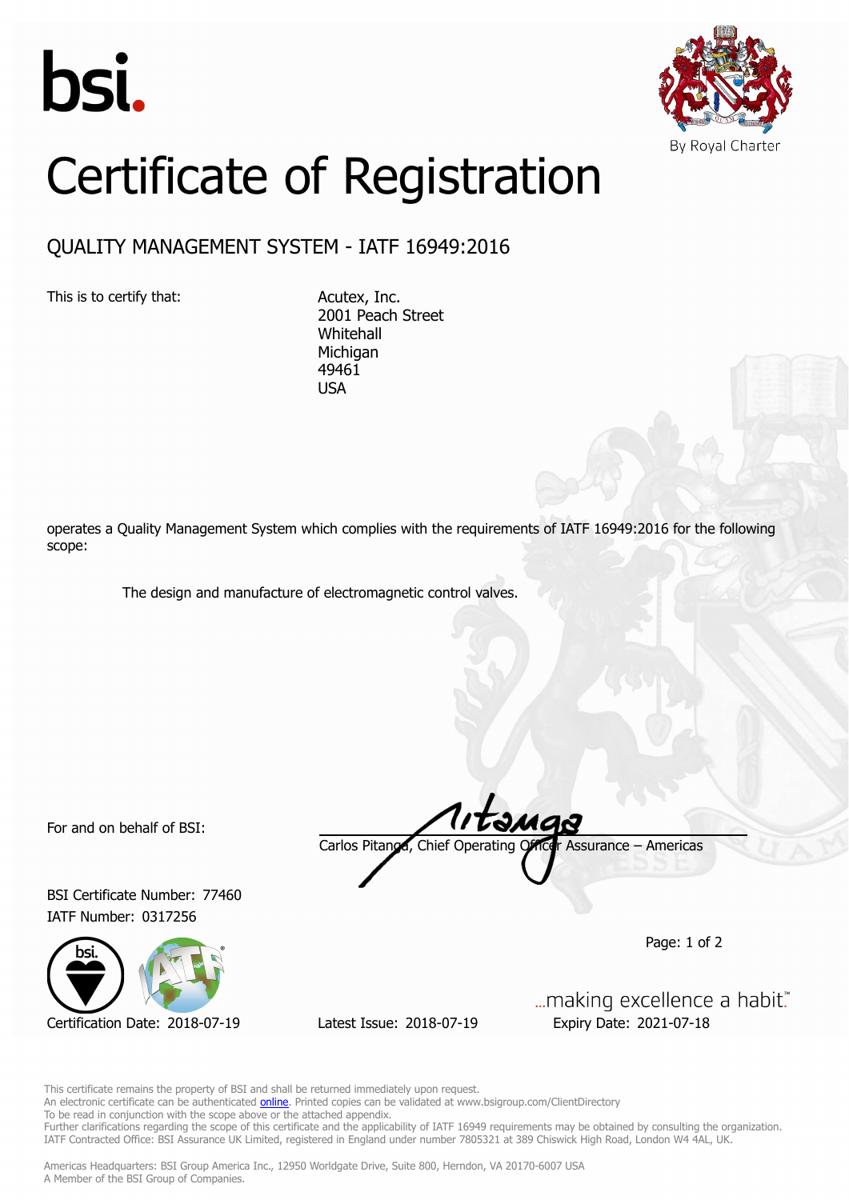bsi.

By Royal Charter

# Certificate of Registration

## QUALITY MANAGEMENT SYSTEM - IATF 16949:2016

This is to certify that:

Acutex, Inc.
2001 Peach Street
Whitehall
Michigan
49461
USA

operates a Quality Management System which complies with the requirements of IATF 16949:2016 for the following scope:

The design and manufacture of electromagnetic control valves.

For and on behalf of BSI:

Carlos Pitanga, Chief Operating Officer Assurance – Americas

BSI Certificate Number: 77460
IATF Number: 0317256

Certification Date: 2018-07-19

Latest Issue: 2018-07-19

Expiry Date: 2021-07-18

...making excellence a habit.™

This certificate remains the property of BSI and shall be returned immediately upon request.
An electronic certificate can be authenticated online. Printed copies can be validated at www.bsigroup.com/ClientDirectory
To be read in conjunction with the scope above or the attached appendix.
Further clarifications regarding the scope of this certificate and the applicability of IATF 16949 requirements may be obtained by consulting the organization.
IATF Contracted Office: BSI Assurance UK Limited, registered in England under number 7805321 at 389 Chiswick High Road, London W4 4AL, UK.

Americas Headquarters: BSI Group America Inc., 12950 Worldgate Drive, Suite 800, Herndon, VA 20170-6007 USA
A Member of the BSI Group of Companies.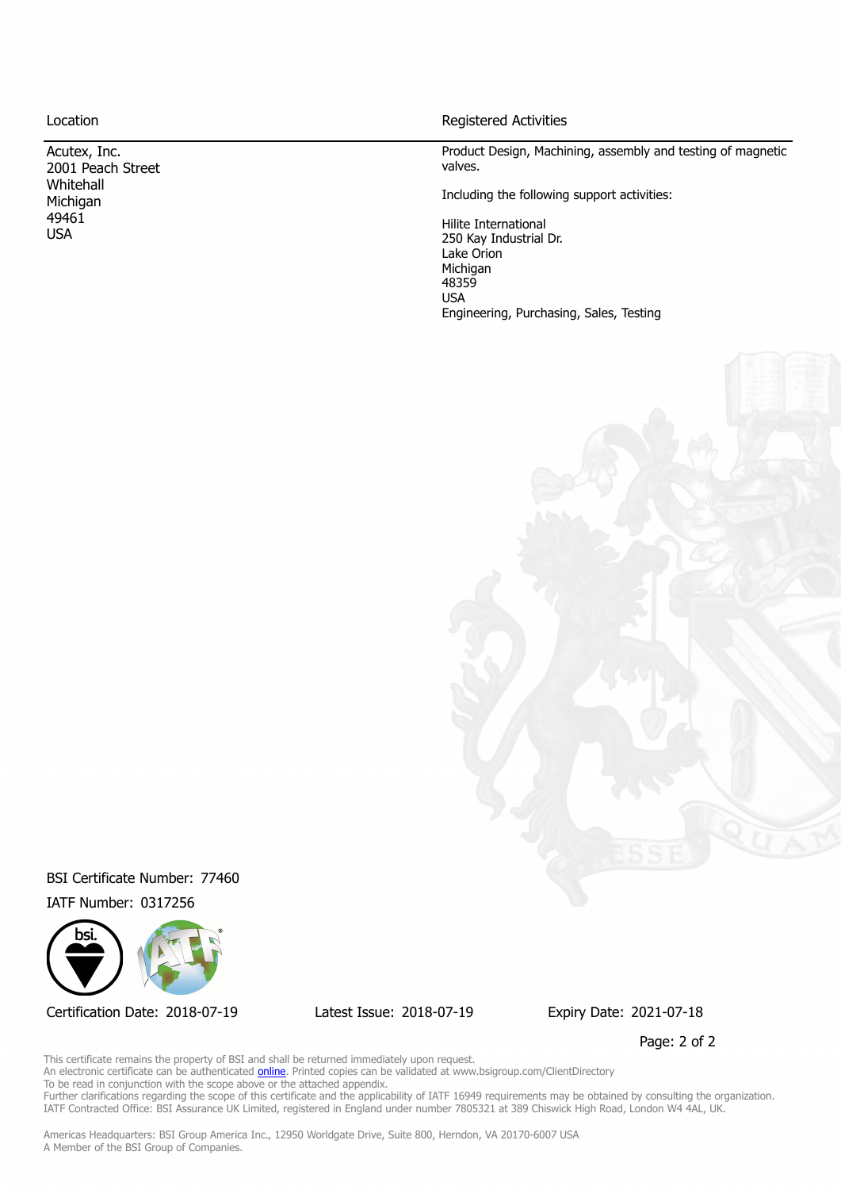| Location | Registered Activities |
| --- | --- |
| Acutex, Inc.<br>2001 Peach Street<br>Whitehall<br>Michigan<br>49461<br>USA | Product Design, Machining, assembly and testing of magnetic valves.<br><br>Including the following support activities:<br><br>Hilite International<br>250 Kay Industrial Dr.<br>Lake Orion<br>Michigan<br>48359<br>USA<br>Engineering, Purchasing, Sales, Testing |

BSI Certificate Number: 77460

IATF Number: 0317256

Certification Date: 2018-07-19 Latest Issue: 2018-07-19 Expiry Date: 2021-07-18

This certificate remains the property of BSI and shall be returned immediately upon request.
An electronic certificate can be authenticated online. Printed copies can be validated at www.bsigroup.com/ClientDirectory
To be read in conjunction with the scope above or the attached appendix.
Further clarifications regarding the scope of this certificate and the applicability of IATF 16949 requirements may be obtained by consulting the organization.
IATF Contracted Office: BSI Assurance UK Limited, registered in England under number 7805321 at 389 Chiswick High Road, London W4 4AL, UK.

Americas Headquarters: BSI Group America Inc., 12950 Worldgate Drive, Suite 800, Herndon, VA 20170-6007 USA
A Member of the BSI Group of Companies.